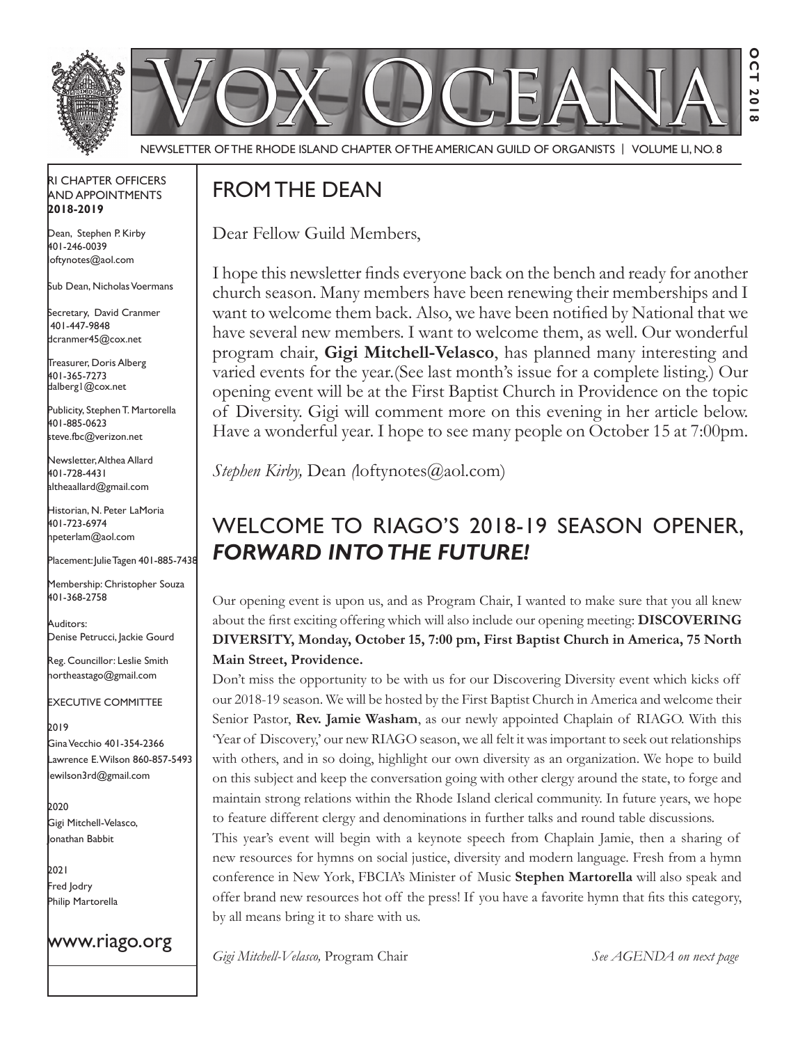# Vox Oceana

NEWSLETTER OF THE RHODE ISLAND CHAPTER OF THE AMERICAN GUILD OF ORGANISTS | VOLUME LI, NO. 8

OCT 2018

## FROM THE DEAN

Dear Fellow Guild Members,

I hope this newsletter finds everyone back on the bench and ready for another church season. Many members have been renewing their memberships and I want to welcome them back. Also, we have been notified by National that we have several new members. I want to welcome them, as well. Our wonderful program chair, **Gigi Mitchell-Velasco**, has planned many interesting and varied events for the year.(See last month's issue for a complete listing.) Our opening event will be at the First Baptist Church in Providence on the topic of Diversity. Gigi will comment more on this evening in her article below. Have a wonderful year. I hope to see many people on October 15 at 7:00pm.

*Stephen Kirby,* Dean (loftynotes@aol.com)

## WELCOME TO RIAGO'S 2018-19 SEASON OPENER, *FORWARD INTO THE FUTURE!*

Our opening event is upon us, and as Program Chair, I wanted to make sure that you all knew about the first exciting offering which will also include our opening meeting: **DISCOVERING DIVERSITY, Monday, October 15, 7:00 pm, First Baptist Church in America, 75 North Main Street, Providence.**

Don't miss the opportunity to be with us for our Discovering Diversity event which kicks off our 2018-19 season. We will be hosted by the First Baptist Church in America and welcome their Senior Pastor, **Rev. Jamie Washam**, as our newly appointed Chaplain of RIAGO. With this 'Year of Discovery,' our new RIAGO season, we all felt it was important to seek out relationships with others, and in so doing, highlight our own diversity as an organization. We hope to build on this subject and keep the conversation going with other clergy around the state, to forge and maintain strong relations within the Rhode Island clerical community. In future years, we hope to feature different clergy and denominations in further talks and round table discussions.

This year's event will begin with a keynote speech from Chaplain Jamie, then a sharing of new resources for hymns on social justice, diversity and modern language. Fresh from a hymn conference in New York, FBCIA's Minister of Music **Stephen Martorella** will also speak and offer brand new resources hot off the press! If you have a favorite hymn that fits this category, by all means bring it to share with us.

*Gigi Mitchell-Velasco,* Program Chair

*See AGENDA on next page*

---

RI CHAPTER OFFICERS AND APPOINTMENTS **2018-2019**

Dean, Stephen P. Kirby
401-246-0039
loftynotes@aol.com

Sub Dean, Nicholas Voermans

Secretary, David Cranmer
401-447-9848
dcranmer45@cox.net

Treasurer, Doris Alberg
401-365-7273
dalberg1@cox.net

Publicity, Stephen T. Martorella
401-885-0623
steve.fbc@verizon.net

Newsletter, Althea Allard
401-728-4431
altheaallard@gmail.com

Historian, N. Peter LaMoria
401-723-6974
npeterlam@aol.com

Placement: Julie Tagen 401-885-7438

Membership: Christopher Souza
401-368-2758

Auditors:
Denise Petrucci, Jackie Gourd

Reg. Councillor: Leslie Smith
northeastago@gmail.com

EXECUTIVE COMMITTEE

2019
Gina Vecchio 401-354-2366
Lawrence E. Wilson 860-857-5493
lewilson3rd@gmail.com

2020
Gigi Mitchell-Velasco,
Jonathan Babbit

2021
Fred Jodry
Philip Martorella

www.riago.org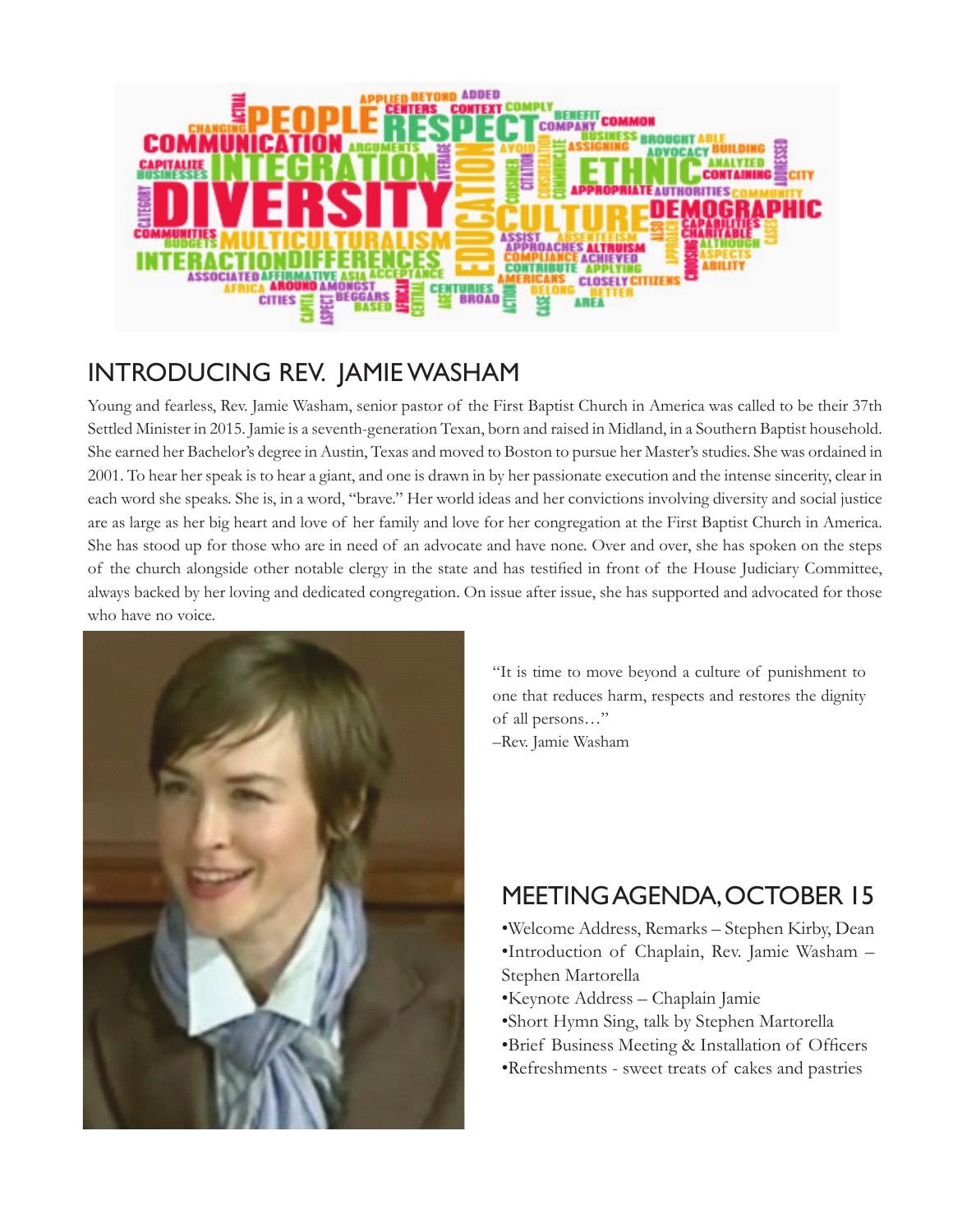## INTRODUCING REV. JAMIE WASHAM

Young and fearless, Rev. Jamie Washam, senior pastor of the First Baptist Church in America was called to be their 37th Settled Minister in 2015. Jamie is a seventh-generation Texan, born and raised in Midland, in a Southern Baptist household. She earned her Bachelor's degree in Austin, Texas and moved to Boston to pursue her Master's studies. She was ordained in 2001. To hear her speak is to hear a giant, and one is drawn in by her passionate execution and the intense sincerity, clear in each word she speaks. She is, in a word, "brave." Her world ideas and her convictions involving diversity and social justice are as large as her big heart and love of her family and love for her congregation at the First Baptist Church in America. She has stood up for those who are in need of an advocate and have none. Over and over, she has spoken on the steps of the church alongside other notable clergy in the state and has testified in front of the House Judiciary Committee, always backed by her loving and dedicated congregation. On issue after issue, she has supported and advocated for those who have no voice.

"It is time to move beyond a culture of punishment to one that reduces harm, respects and restores the dignity of all persons…"
–Rev. Jamie Washam

## MEETING AGENDA, OCTOBER 15

- Welcome Address, Remarks – Stephen Kirby, Dean
- Introduction of Chaplain, Rev. Jamie Washam – Stephen Martorella
- Keynote Address – Chaplain Jamie
- Short Hymn Sing, talk by Stephen Martorella
- Brief Business Meeting & Installation of Officers
- Refreshments - sweet treats of cakes and pastries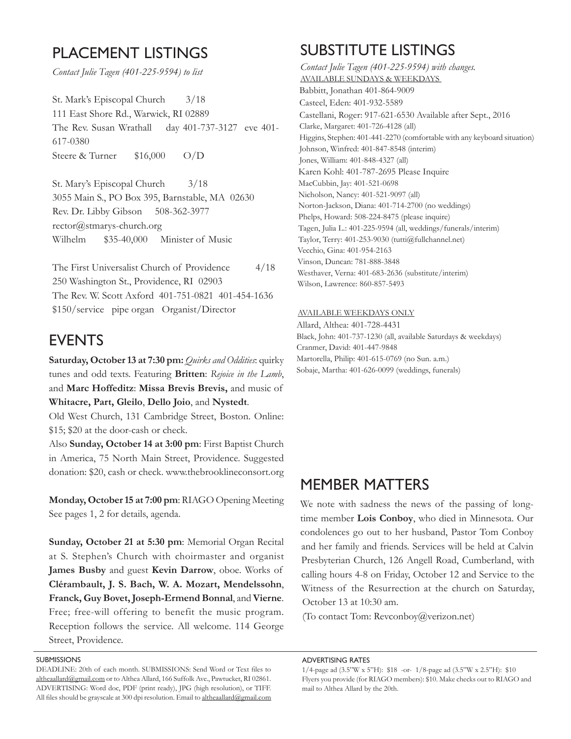## PLACEMENT LISTINGS

*Contact Julie Tagen (401-225-9594) to list*

St. Mark's Episcopal Church 3/18
111 East Shore Rd., Warwick, RI 02889
The Rev. Susan Wrathall day 401-737-3127 eve 401-617-0380
Steere & Turner $16,000 O/D

St. Mary's Episcopal Church 3/18
3055 Main S., PO Box 395, Barnstable, MA 02630
Rev. Dr. Libby Gibson 508-362-3977
rector@stmarys-church.org
Wilhelm $35-40,000 Minister of Music

The First Universalist Church of Providence 4/18
250 Washington St., Providence, RI 02903
The Rev. W. Scott Axford 401-751-0821 401-454-1636
$150/service pipe organ Organist/Director

## EVENTS

**Saturday, October 13 at 7:30 pm:** *Quirks and Oddities*: quirky tunes and odd texts. Featuring **Britten**: *Rejoice in the Lamb*, and **Marc Hoffeditz**: **Missa Brevis Brevis,** and music of **Whitacre, Part, Gleilo**, **Dello Joio**, and **Nystedt**.
Old West Church, 131 Cambridge Street, Boston. Online: $15; $20 at the door-cash or check.
Also **Sunday, October 14 at 3:00 pm**: First Baptist Church in America, 75 North Main Street, Providence. Suggested donation: $20, cash or check. www.thebrooklineconsort.org

**Monday, October 15 at 7:00 pm**: RIAGO Opening Meeting See pages 1, 2 for details, agenda.

**Sunday, October 21 at 5:30 pm**: Memorial Organ Recital at S. Stephen's Church with choirmaster and organist **James Busby** and guest **Kevin Darrow**, oboe. Works of **Clérambault, J. S. Bach, W. A. Mozart, Mendelssohn**, **Franck, Guy Bovet, Joseph-Ermend Bonnal**, and **Vierne**. Free; free-will offering to benefit the music program. Reception follows the service. All welcome. 114 George Street, Providence.

## SUBSTITUTE LISTINGS

*Contact Julie Tagen (401-225-9594) with changes.*

AVAILABLE SUNDAYS & WEEKDAYS

Babbitt, Jonathan 401-864-9009
Casteel, Eden: 401-932-5589
Castellani, Roger: 917-621-6530 Available after Sept., 2016
Clarke, Margaret: 401-726-4128 (all)
Higgins, Stephen: 401-441-2270 (comfortable with any keyboard situation)
Johnson, Winfred: 401-847-8548 (interim)
Jones, William: 401-848-4327 (all)
Karen Kohl: 401-787-2695 Please Inquire
MacCubbin, Jay: 401-521-0698
Nicholson, Nancy: 401-521-9097 (all)
Norton-Jackson, Diana: 401-714-2700 (no weddings)
Phelps, Howard: 508-224-8475 (please inquire)
Tagen, Julia L.: 401-225-9594 (all, weddings/funerals/interim)
Taylor, Terry: 401-253-9030 (tutti@fullchannel.net)
Vecchio, Gina: 401-954-2163
Vinson, Duncan: 781-888-3848
Westhaver, Verna: 401-683-2636 (substitute/interim)
Wilson, Lawrence: 860-857-5493

AVAILABLE WEEKDAYS ONLY

Allard, Althea: 401-728-4431
Black, John: 401-737-1230 (all, available Saturdays & weekdays)
Cranmer, David: 401-447-9848
Martorella, Philip: 401-615-0769 (no Sun. a.m.)
Sobaje, Martha: 401-626-0099 (weddings, funerals)

## MEMBER MATTERS

We note with sadness the news of the passing of long-time member **Lois Conboy**, who died in Minnesota. Our condolences go out to her husband, Pastor Tom Conboy and her family and friends. Services will be held at Calvin Presbyterian Church, 126 Angell Road, Cumberland, with calling hours 4-8 on Friday, October 12 and Service to the Witness of the Resurrection at the church on Saturday, October 13 at 10:30 am.

(To contact Tom: Revconboy@verizon.net)

### SUBMISSIONS

DEADLINE: 20th of each month. SUBMISSIONS: Send Word or Text files to altheaallard@gmail.com or to Althea Allard, 166 Suffolk Ave., Pawtucket, RI 02861. ADVERTISING: Word doc, PDF (print ready), JPG (high resolution), or TIFF. All files should be grayscale at 300 dpi resolution. Email to altheaallard@gmail.com

### ADVERTISING RATES

1/4-page ad (3.5"W x 5"H): $18 -or- 1/8-page ad (3.5"W x 2.5"H): $10
Flyers you provide (for RIAGO members): $10. Make checks out to RIAGO and mail to Althea Allard by the 20th.